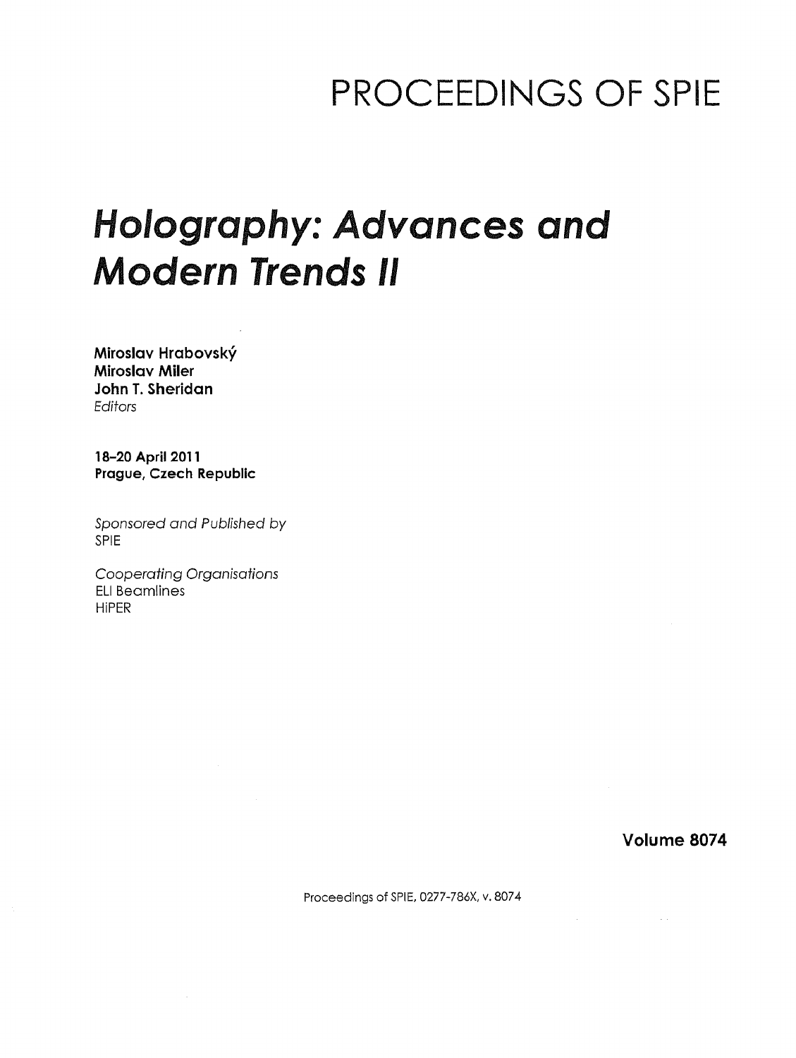# PROCEEDINGS OF SPIE

# *Holography: Advances and Modern Trends II*

**Miroslav Hrabovský**
**Miroslav Miler**
**John T. Sheridan**
*Editors*

**18–20 April 2011**
**Prague, Czech Republic**

*Sponsored and Published by*
SPIE

*Cooperating Organisations*
ELI Beamlines
HiPER

**Volume 8074**

Proceedings of SPIE, 0277-786X, v. 8074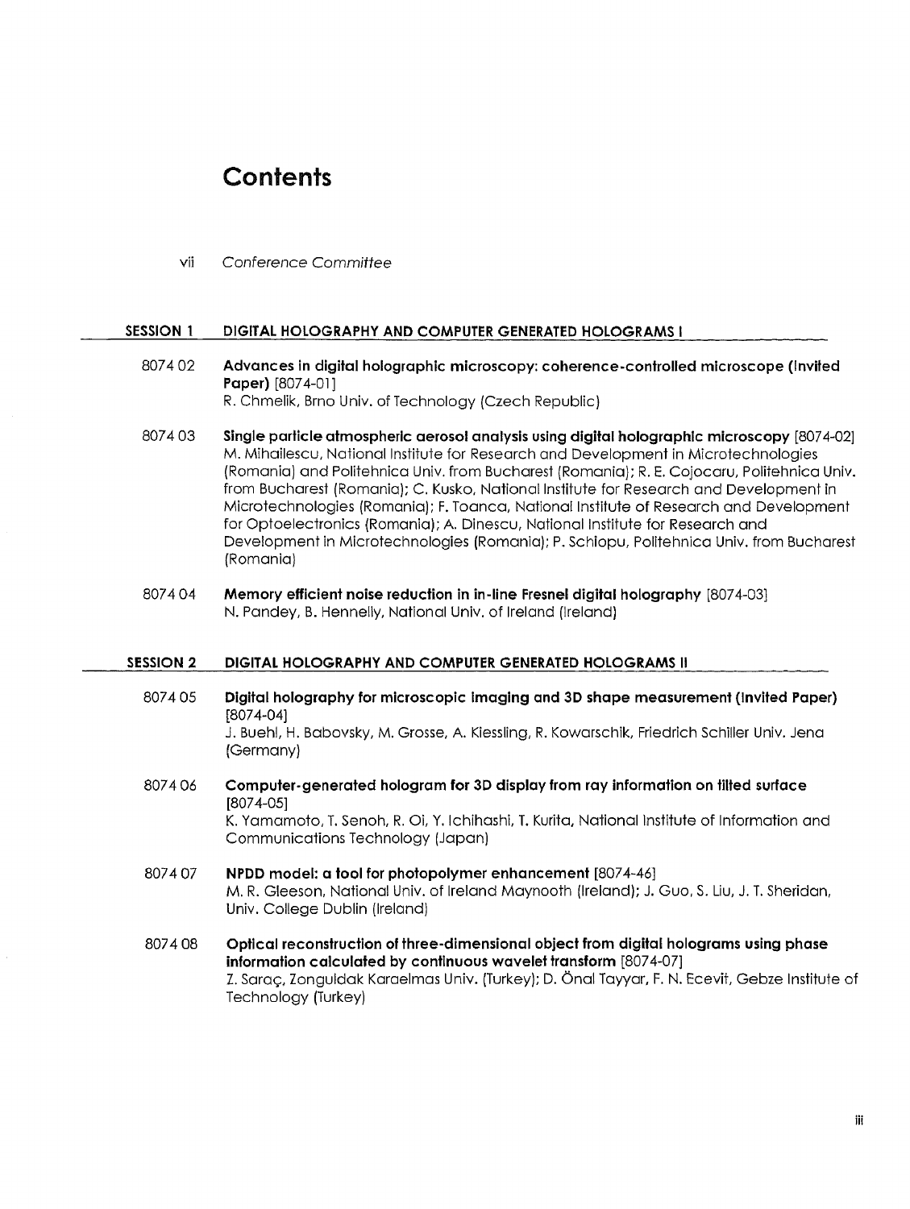# Contents

vii *Conference Committee*

## SESSION 1 DIGITAL HOLOGRAPHY AND COMPUTER GENERATED HOLOGRAMS I

8074 02 **Advances in digital holographic microscopy: coherence-controlled microscope (Invited Paper)** [8074-01]
R. Chmelík, Brno Univ. of Technology (Czech Republic)

8074 03 **Single particle atmospheric aerosol analysis using digital holographic microscopy** [8074-02]
M. Mihailescu, National Institute for Research and Development in Microtechnologies (Romania) and Politehnica Univ. from Bucharest (Romania); R. E. Cojocaru, Politehnica Univ. from Bucharest (Romania); C. Kusko, National Institute for Research and Development in Microtechnologies (Romania); F. Toanca, National Institute of Research and Development for Optoelectronics (Romania); A. Dinescu, National Institute for Research and Development in Microtechnologies (Romania); P. Schiopu, Politehnica Univ. from Bucharest (Romania)

8074 04 **Memory efficient noise reduction in in-line Fresnel digital holography** [8074-03]
N. Pandey, B. Hennelly, National Univ. of Ireland (Ireland)

## SESSION 2 DIGITAL HOLOGRAPHY AND COMPUTER GENERATED HOLOGRAMS II

8074 05 **Digital holography for microscopic imaging and 3D shape measurement (Invited Paper)** [8074-04]
J. Buehl, H. Babovsky, M. Grosse, A. Kiessling, R. Kowarschik, Friedrich Schiller Univ. Jena (Germany)

8074 06 **Computer-generated hologram for 3D display from ray information on tilted surface** [8074-05]
K. Yamamoto, T. Senoh, R. Oi, Y. Ichihashi, T. Kurita, National Institute of Information and Communications Technology (Japan)

8074 07 **NPDD model: a tool for photopolymer enhancement** [8074-46]
M. R. Gleeson, National Univ. of Ireland Maynooth (Ireland); J. Guo, S. Liu, J. T. Sheridan, Univ. College Dublin (Ireland)

8074 08 **Optical reconstruction of three-dimensional object from digital holograms using phase information calculated by continuous wavelet transform** [8074-07]
Z. Saraç, Zonguldak Karaelmas Univ. (Turkey); D. Önal Tayyar, F. N. Ecevit, Gebze Institute of Technology (Turkey)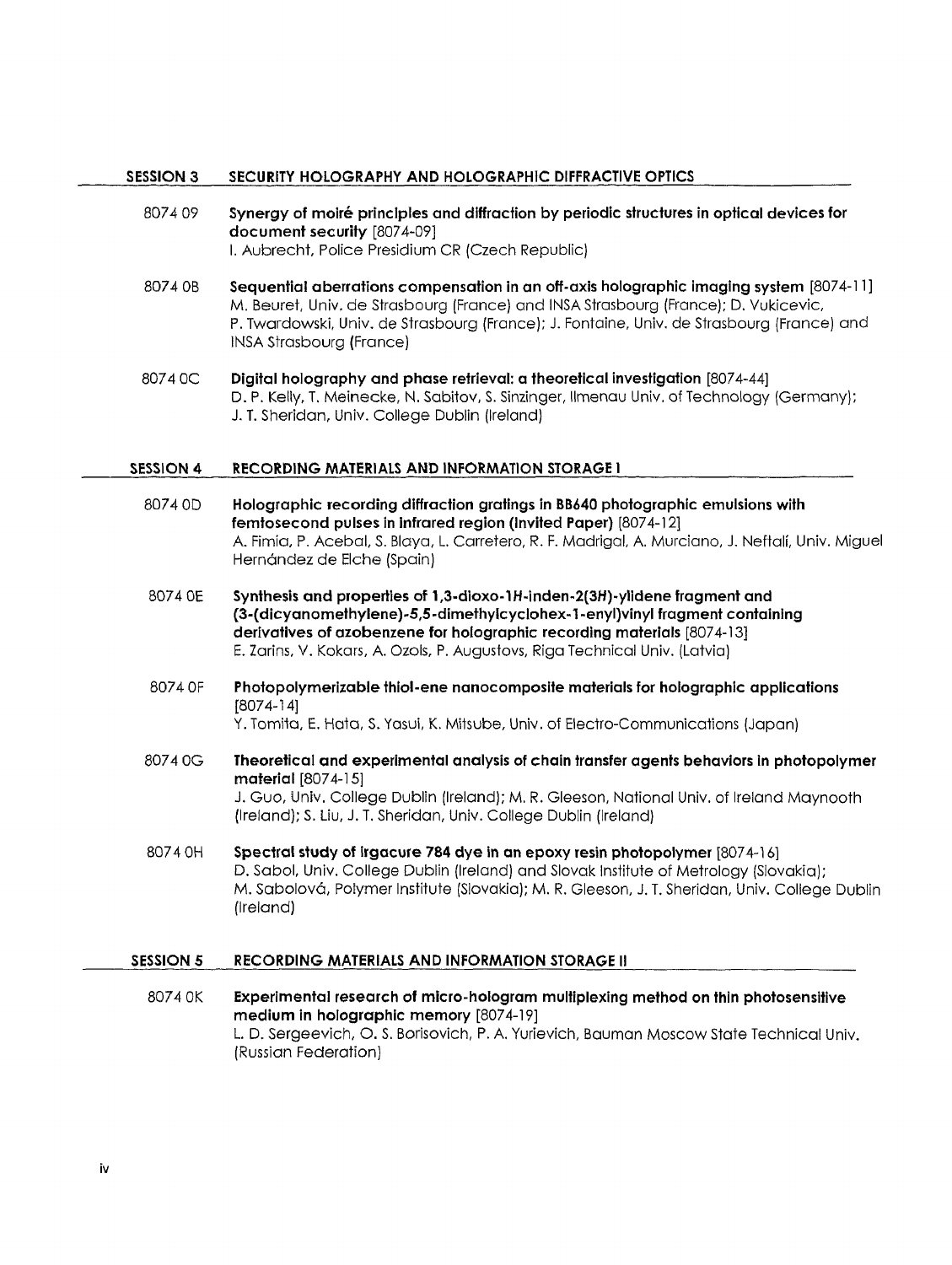## SESSION 3 SECURITY HOLOGRAPHY AND HOLOGRAPHIC DIFFRACTIVE OPTICS

8074 09 **Synergy of moiré principles and diffraction by periodic structures in optical devices for document security** [8074-09]
I. Aubrecht, Police Presidium CR (Czech Republic)

8074 0B **Sequential aberrations compensation in an off-axis holographic imaging system** [8074-11]
M. Beuret, Univ. de Strasbourg (France) and INSA Strasbourg (France); D. Vukicevic, P. Twardowski, Univ. de Strasbourg (France); J. Fontaine, Univ. de Strasbourg (France) and INSA Strasbourg (France)

8074 0C **Digital holography and phase retrieval: a theoretical investigation** [8074-44]
D. P. Kelly, T. Meinecke, N. Sabitov, S. Sinzinger, Ilmenau Univ. of Technology (Germany); J. T. Sheridan, Univ. College Dublin (Ireland)

## SESSION 4 RECORDING MATERIALS AND INFORMATION STORAGE I

8074 0D **Holographic recording diffraction gratings in BB640 photographic emulsions with femtosecond pulses in infrared region (Invited Paper)** [8074-12]
A. Fimia, P. Acebal, S. Blaya, L. Carretero, R. F. Madrigal, A. Murciano, J. Neftalí, Univ. Miguel Hernández de Elche (Spain)

8074 0E **Synthesis and properties of 1,3-dioxo-1*H*-inden-2(3*H*)-ylidene fragment and (3-(dicyanomethylene)-5,5-dimethylcyclohex-1-enyl)vinyl fragment containing derivatives of azobenzene for holographic recording materials** [8074-13]
E. Zarins, V. Kokars, A. Ozols, P. Augustovs, Riga Technical Univ. (Latvia)

8074 0F **Photopolymerizable thiol-ene nanocomposite materials for holographic applications** [8074-14]
Y. Tomita, E. Hata, S. Yasui, K. Mitsube, Univ. of Electro-Communications (Japan)

8074 0G **Theoretical and experimental analysis of chain transfer agents behaviors in photopolymer material** [8074-15]
J. Guo, Univ. College Dublin (Ireland); M. R. Gleeson, National Univ. of Ireland Maynooth (Ireland); S. Liu, J. T. Sheridan, Univ. College Dublin (Ireland)

8074 0H **Spectral study of Irgacure 784 dye in an epoxy resin photopolymer** [8074-16]
D. Sabol, Univ. College Dublin (Ireland) and Slovak Institute of Metrology (Slovakia); M. Sabolová, Polymer Institute (Slovakia); M. R. Gleeson, J. T. Sheridan, Univ. College Dublin (Ireland)

## SESSION 5 RECORDING MATERIALS AND INFORMATION STORAGE II

8074 0K **Experimental research of micro-hologram multiplexing method on thin photosensitive medium in holographic memory** [8074-19]
L. D. Sergeevich, O. S. Borisovich, P. A. Yurievich, Bauman Moscow State Technical Univ. (Russian Federation)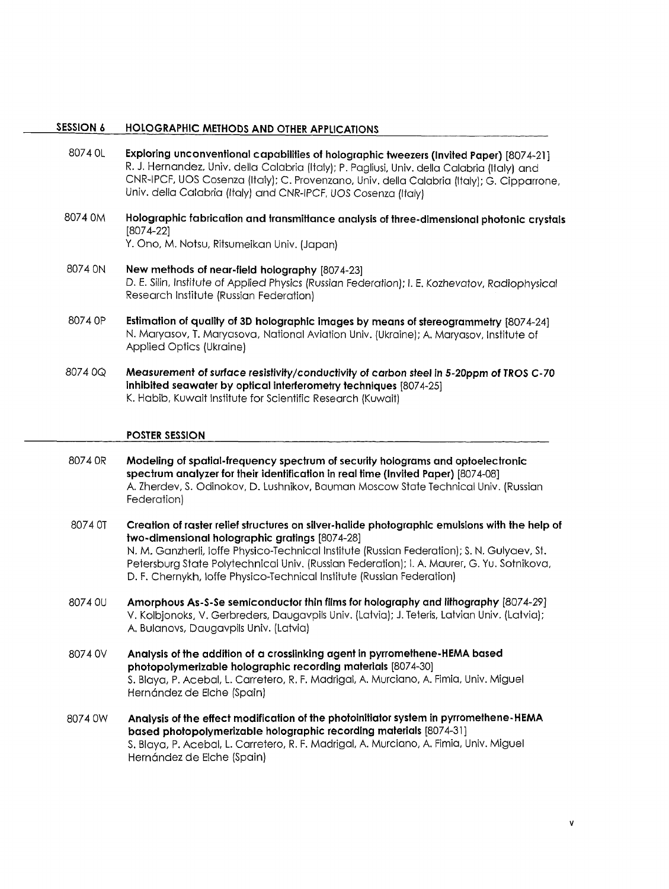## SESSION 6 HOLOGRAPHIC METHODS AND OTHER APPLICATIONS

8074 0L **Exploring unconventional capabilities of holographic tweezers (Invited Paper)** [8074-21]
R. J. Hernandez, Univ. della Calabria (Italy); P. Pagliusi, Univ. della Calabria (Italy) and CNR-IPCF, UOS Cosenza (Italy); C. Provenzano, Univ. della Calabria (Italy); G. Cipparrone, Univ. della Calabria (Italy) and CNR-IPCF, UOS Cosenza (Italy)

8074 0M **Holographic fabrication and transmittance analysis of three-dimensional photonic crystals** [8074-22]
Y. Ono, M. Notsu, Ritsumeikan Univ. (Japan)

8074 0N **New methods of near-field holography** [8074-23]
D. E. Silin, Institute of Applied Physics (Russian Federation); I. E. Kozhevatov, Radiophysical Research Institute (Russian Federation)

8074 0P **Estimation of quality of 3D holographic images by means of stereogrammetry** [8074-24]
N. Maryasov, T. Maryasova, National Aviation Univ. (Ukraine); A. Maryasov, Institute of Applied Optics (Ukraine)

8074 0Q ***Measurement of surface resistivity/conductivity of carbon steel in 5-20ppm of TROS C-70 inhibited seawater by optical interferometry techniques*** [8074-25]
K. Habib, Kuwait Institute for Scientific Research (Kuwait)

## POSTER SESSION

8074 0R **Modeling of spatial-frequency spectrum of security holograms and optoelectronic spectrum analyzer for their identification in real time (Invited Paper)** [8074-08]
A. Zherdev, S. Odinokov, D. Lushnikov, Bauman Moscow State Technical Univ. (Russian Federation)

8074 0T **Creation of raster relief structures on silver-halide photographic emulsions with the help of two-dimensional holographic gratings** [8074-28]
N. M. Ganzherli, Ioffe Physico-Technical Institute (Russian Federation); S. N. Gulyaev, St. Petersburg State Polytechnical Univ. (Russian Federation); I. A. Maurer, G. Yu. Sotnikova, D. F. Chernykh, Ioffe Physico-Technical Institute (Russian Federation)

8074 0U **Amorphous As-S-Se semiconductor thin films for holography and lithography** [8074-29]
V. Kolbjonoks, V. Gerbreders, Daugavpils Univ. (Latvia); J. Teteris, Latvian Univ. (Latvia); A. Bulanovs, Daugavpils Univ. (Latvia)

8074 0V **Analysis of the addition of a crosslinking agent in pyrromethene-HEMA based photopolymerizable holographic recording materials** [8074-30]
S. Blaya, P. Acebal, L. Carretero, R. F. Madrigal, A. Murciano, A. Fimia, Univ. Miguel Hernández de Elche (Spain)

8074 0W **Analysis of the effect modification of the photoinitiator system in pyrromethene-HEMA based photopolymerizable holographic recording materials** [8074-31]
S. Blaya, P. Acebal, L. Carretero, R. F. Madrigal, A. Murciano, A. Fimia, Univ. Miguel Hernández de Elche (Spain)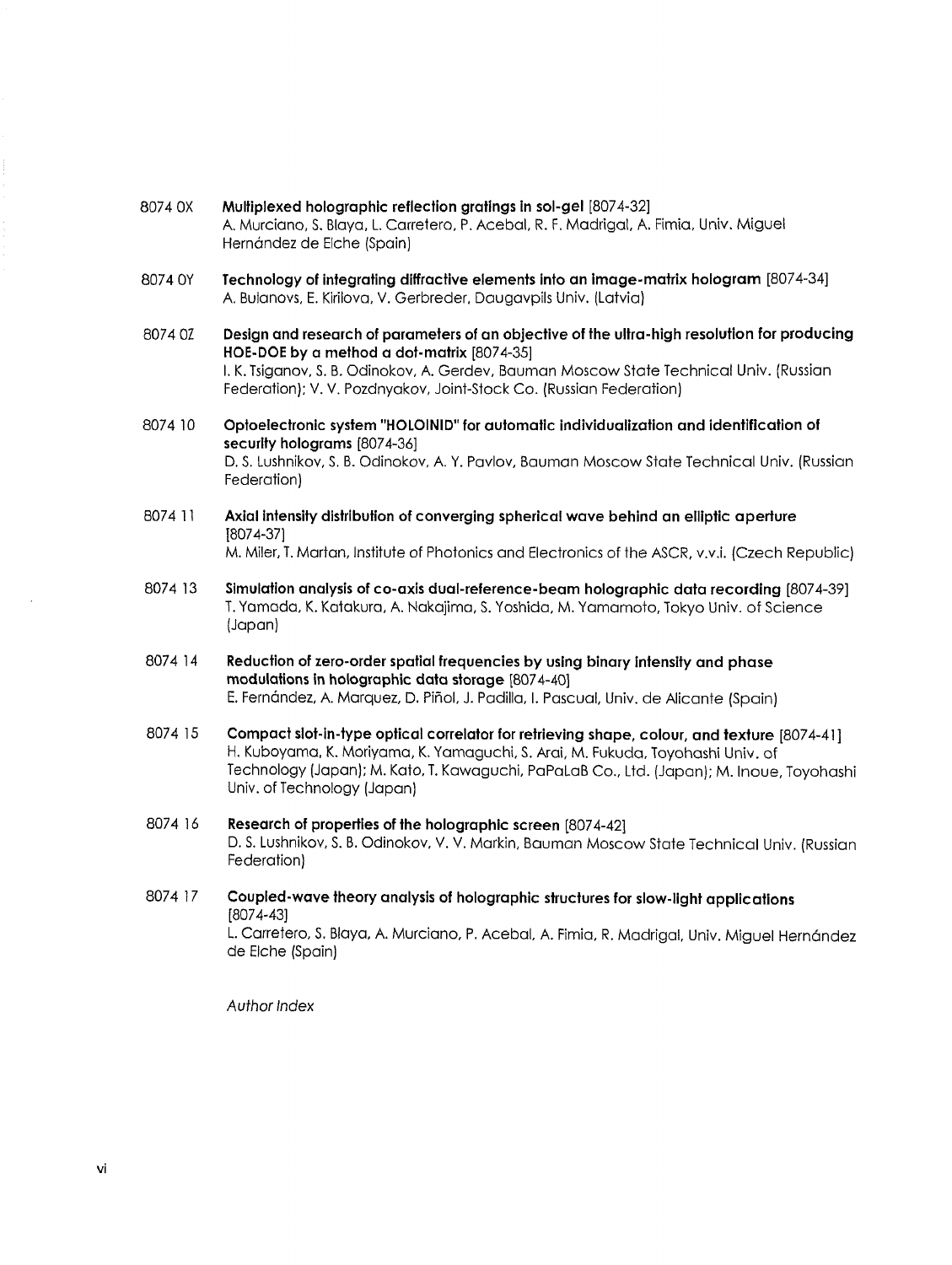8074 0X **Multiplexed holographic reflection gratings in sol-gel** [8074-32]
A. Murciano, S. Blaya, L. Carretero, P. Acebal, R. F. Madrigal, A. Fimia, Univ. Miguel Hernández de Elche (Spain)

8074 0Y **Technology of integrating diffractive elements into an image-matrix hologram** [8074-34]
A. Bulanovs, E. Kirilova, V. Gerbreder, Daugavpils Univ. (Latvia)

8074 0Z **Design and research of parameters of an objective of the ultra-high resolution for producing HOE-DOE by a method a dot-matrix** [8074-35]
I. K. Tsiganov, S. B. Odinokov, A. Gerdev, Bauman Moscow State Technical Univ. (Russian Federation); V. V. Pozdnyakov, Joint-Stock Co. (Russian Federation)

8074 10 **Optoelectronic system "HOLOINID" for automatic individualization and identification of security holograms** [8074-36]
D. S. Lushnikov, S. B. Odinokov, A. Y. Pavlov, Bauman Moscow State Technical Univ. (Russian Federation)

8074 11 **Axial intensity distribution of converging spherical wave behind an elliptic aperture** [8074-37]
M. Miler, T. Martan, Institute of Photonics and Electronics of the ASCR, v.v.i. (Czech Republic)

8074 13 **Simulation analysis of co-axis dual-reference-beam holographic data recording** [8074-39]
T. Yamada, K. Katakura, A. Nakajima, S. Yoshida, M. Yamamoto, Tokyo Univ. of Science (Japan)

8074 14 **Reduction of zero-order spatial frequencies by using binary intensity and phase modulations in holographic data storage** [8074-40]
E. Fernández, A. Marquez, D. Piñol, J. Padilla, I. Pascual, Univ. de Alicante (Spain)

8074 15 **Compact slot-in-type optical correlator for retrieving shape, colour, and texture** [8074-41]
H. Kuboyama, K. Moriyama, K. Yamaguchi, S. Arai, M. Fukuda, Toyohashi Univ. of Technology (Japan); M. Kato, T. Kawaguchi, PaPaLaB Co., Ltd. (Japan); M. Inoue, Toyohashi Univ. of Technology (Japan)

8074 16 **Research of properties of the holographic screen** [8074-42]
D. S. Lushnikov, S. B. Odinokov, V. V. Markin, Bauman Moscow State Technical Univ. (Russian Federation)

8074 17 **Coupled-wave theory analysis of holographic structures for slow-light applications** [8074-43]
L. Carretero, S. Blaya, A. Murciano, P. Acebal, A. Fimia, R. Madrigal, Univ. Miguel Hernández de Elche (Spain)

*Author Index*